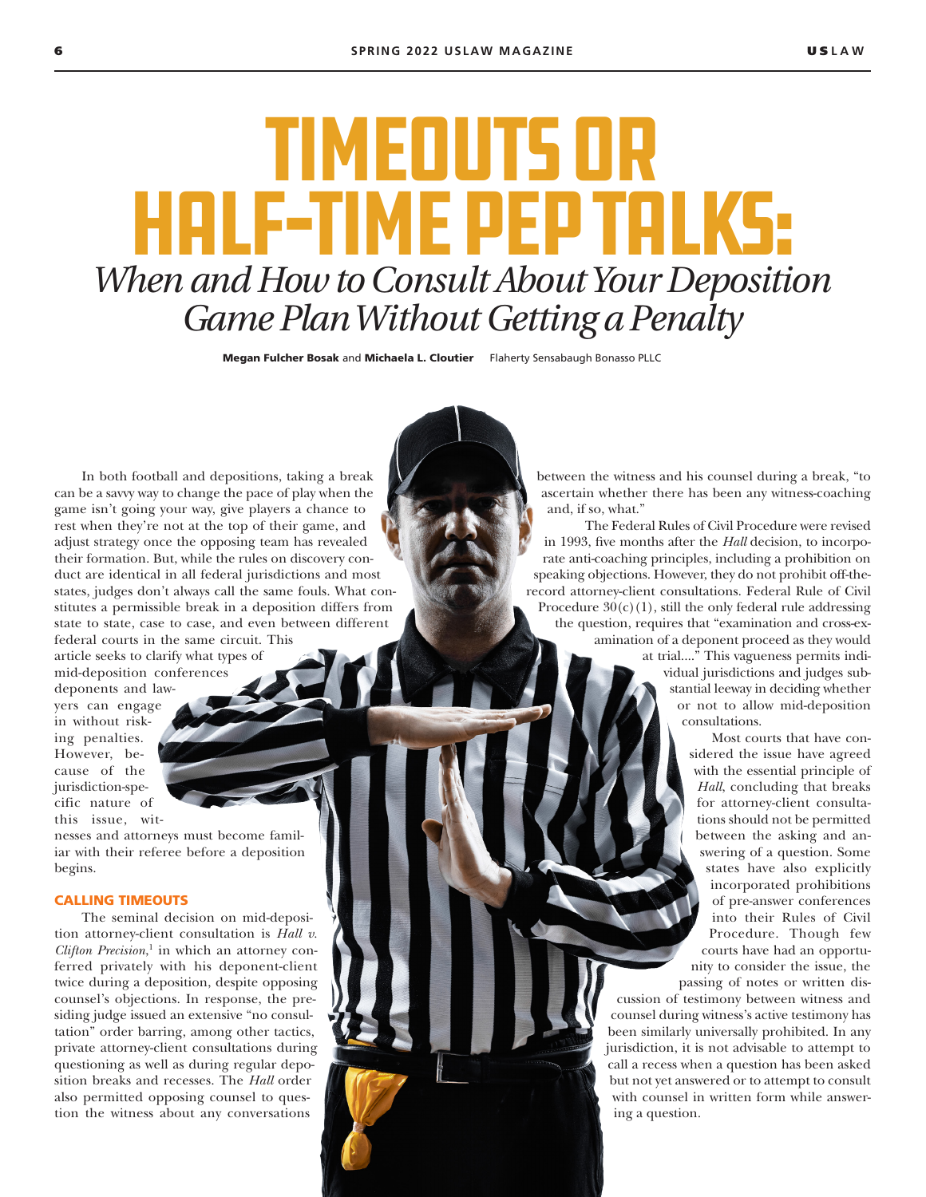# TIMEOUTS OR HALF-TIME PEP TALKS:

## *When and How to Consult About Your Deposition Game Plan Without Getting a Penalty*

**Megan Fulcher Bosak** and **Michaela L. Cloutier** Flaherty Sensabaugh Bonasso PLLC

In both football and depositions, taking a break can be a savvy way to change the pace of play when the game isn't going your way, give players a chance to rest when they're not at the top of their game, and adjust strategy once the opposing team has revealed their formation. But, while the rules on discovery conduct are identical in all federal jurisdictions and most states, judges don't always call the same fouls. What constitutes a permissible break in a deposition differs from state to state, case to case, and even between different federal courts in the same circuit. This article seeks to clarify what types of mid-deposition conferences deponents and lawyers can engage in without risking penalties. However, because of the jurisdiction-specific nature of this issue, witnesses and attorneys must become familiar with their referee before a deposition begins.

### CALLING TIMEOUTS

The seminal decision on mid-deposition attorney-client consultation is *Hall v. Clifton Precision*,[1] in which an attorney conferred privately with his deponent-client twice during a deposition, despite opposing counsel's objections. In response, the presiding judge issued an extensive "no consultation" order barring, among other tactics, private attorney-client consultations during questioning as well as during regular deposition breaks and recesses. The *Hall* order also permitted opposing counsel to question the witness about any conversations between the witness and his counsel during a break, "to ascertain whether there has been any witness-coaching and, if so, what."

The Federal Rules of Civil Procedure were revised in 1993, five months after the *Hall* decision, to incorporate anti-coaching principles, including a prohibition on speaking objections. However, they do not prohibit off-the-record attorney-client consultations. Federal Rule of Civil Procedure 30(c)(1), still the only federal rule addressing the question, requires that "examination and cross-examination of a deponent proceed as they would at trial...." This vagueness permits individual jurisdictions and judges substantial leeway in deciding whether or not to allow mid-deposition consultations.

Most courts that have considered the issue have agreed with the essential principle of *Hall*, concluding that breaks for attorney-client consultations should not be permitted between the asking and answering of a question. Some states have also explicitly incorporated prohibitions of pre-answer conferences into their Rules of Civil Procedure. Though few courts have had an opportunity to consider the issue, the passing of notes or written discussion of testimony between witness and counsel during witness's active testimony has been similarly universally prohibited. In any jurisdiction, it is not advisable to attempt to call a recess when a question has been asked but not yet answered or to attempt to consult with counsel in written form while answering a question.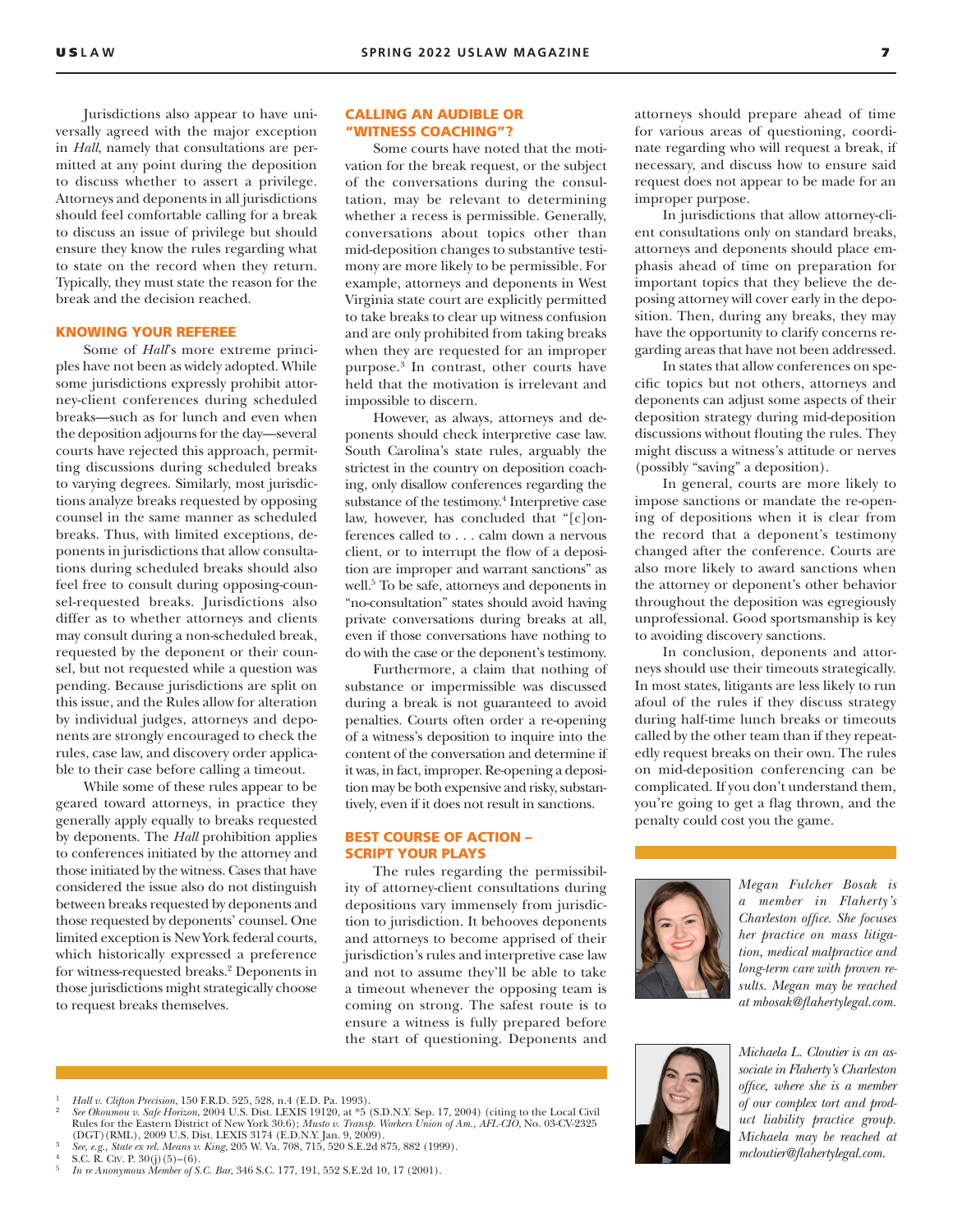Jurisdictions also appear to have universally agreed with the major exception in *Hall*, namely that consultations are permitted at any point during the deposition to discuss whether to assert a privilege. Attorneys and deponents in all jurisdictions should feel comfortable calling for a break to discuss an issue of privilege but should ensure they know the rules regarding what to state on the record when they return. Typically, they must state the reason for the break and the decision reached.

## KNOWING YOUR REFEREE

Some of *Hall*'s more extreme principles have not been as widely adopted. While some jurisdictions expressly prohibit attorney-client conferences during scheduled breaks—such as for lunch and even when the deposition adjourns for the day—several courts have rejected this approach, permitting discussions during scheduled breaks to varying degrees. Similarly, most jurisdictions analyze breaks requested by opposing counsel in the same manner as scheduled breaks. Thus, with limited exceptions, deponents in jurisdictions that allow consultations during scheduled breaks should also feel free to consult during opposing-counsel-requested breaks. Jurisdictions also differ as to whether attorneys and clients may consult during a non-scheduled break, requested by the deponent or their counsel, but not requested while a question was pending. Because jurisdictions are split on this issue, and the Rules allow for alteration by individual judges, attorneys and deponents are strongly encouraged to check the rules, case law, and discovery order applicable to their case before calling a timeout.

While some of these rules appear to be geared toward attorneys, in practice they generally apply equally to breaks requested by deponents. The *Hall* prohibition applies to conferences initiated by the attorney and those initiated by the witness. Cases that have considered the issue also do not distinguish between breaks requested by deponents and those requested by deponents' counsel. One limited exception is New York federal courts, which historically expressed a preference for witness-requested breaks.[2] Deponents in those jurisdictions might strategically choose to request breaks themselves.

## CALLING AN AUDIBLE OR "WITNESS COACHING"?

Some courts have noted that the motivation for the break request, or the subject of the conversations during the consultation, may be relevant to determining whether a recess is permissible. Generally, conversations about topics other than mid-deposition changes to substantive testimony are more likely to be permissible. For example, attorneys and deponents in West Virginia state court are explicitly permitted to take breaks to clear up witness confusion and are only prohibited from taking breaks when they are requested for an improper purpose.[3] In contrast, other courts have held that the motivation is irrelevant and impossible to discern.

However, as always, attorneys and deponents should check interpretive case law. South Carolina's state rules, arguably the strictest in the country on deposition coaching, only disallow conferences regarding the substance of the testimony.[4] Interpretive case law, however, has concluded that "[c]onferences called to . . . calm down a nervous client, or to interrupt the flow of a deposition are improper and warrant sanctions" as well.[5] To be safe, attorneys and deponents in "no-consultation" states should avoid having private conversations during breaks at all, even if those conversations have nothing to do with the case or the deponent's testimony.

Furthermore, a claim that nothing of substance or impermissible was discussed during a break is not guaranteed to avoid penalties. Courts often order a re-opening of a witness's deposition to inquire into the content of the conversation and determine if it was, in fact, improper. Re-opening a deposition may be both expensive and risky, substantively, even if it does not result in sanctions.

## BEST COURSE OF ACTION – SCRIPT YOUR PLAYS

The rules regarding the permissibility of attorney-client consultations during depositions vary immensely from jurisdiction to jurisdiction. It behooves deponents and attorneys to become apprised of their jurisdiction's rules and interpretive case law and not to assume they'll be able to take a timeout whenever the opposing team is coming on strong. The safest route is to ensure a witness is fully prepared before the start of questioning. Deponents and attorneys should prepare ahead of time for various areas of questioning, coordinate regarding who will request a break, if necessary, and discuss how to ensure said request does not appear to be made for an improper purpose.

In jurisdictions that allow attorney-client consultations only on standard breaks, attorneys and deponents should place emphasis ahead of time on preparation for important topics that they believe the deposing attorney will cover early in the deposition. Then, during any breaks, they may have the opportunity to clarify concerns regarding areas that have not been addressed.

In states that allow conferences on specific topics but not others, attorneys and deponents can adjust some aspects of their deposition strategy during mid-deposition discussions without flouting the rules. They might discuss a witness's attitude or nerves (possibly "saving" a deposition).

In general, courts are more likely to impose sanctions or mandate the re-opening of depositions when it is clear from the record that a deponent's testimony changed after the conference. Courts are also more likely to award sanctions when the attorney or deponent's other behavior throughout the deposition was egregiously unprofessional. Good sportsmanship is key to avoiding discovery sanctions.

In conclusion, deponents and attorneys should use their timeouts strategically. In most states, litigants are less likely to run afoul of the rules if they discuss strategy during half-time lunch breaks or timeouts called by the other team than if they repeatedly request breaks on their own. The rules on mid-deposition conferencing can be complicated. If you don't understand them, you're going to get a flag thrown, and the penalty could cost you the game.

*Megan Fulcher Bosak is a member in Flaherty's Charleston office. She focuses her practice on mass litigation, medical malpractice and long-term care with proven results. Megan may be reached at mbosak@flahertylegal.com.*

*Michaela L. Cloutier is an associate in Flaherty's Charleston office, where she is a member of our complex tort and product liability practice group. Michaela may be reached at mcloutier@flahertylegal.com.*

---

[1] *Hall v. Clifton Precision*, 150 F.R.D. 525, 528, n.4 (E.D. Pa. 1993).

[2] *See Okoumou v. Safe Horizon*, 2004 U.S. Dist. LEXIS 19120, at *5 (S.D.N.Y. Sep. 17, 2004) (citing to the Local Civil Rules for the Eastern District of New York 30.6); *Musto v. Transp. Workers Union of Am., AFL-CIO*, No. 03-CV-2325 (DGT)(RML), 2009 U.S. Dist. LEXIS 3174 (E.D.N.Y. Jan. 9, 2009).

[3] *See, e.g., State ex rel. Means v. King*, 205 W. Va. 708, 715, 520 S.E.2d 875, 882 (1999).

[4] S.C. R. Civ. P. 30(j)(5)–(6).

[5] *In re Anonymous Member of S.C. Bar*, 346 S.C. 177, 191, 552 S.E.2d 10, 17 (2001).